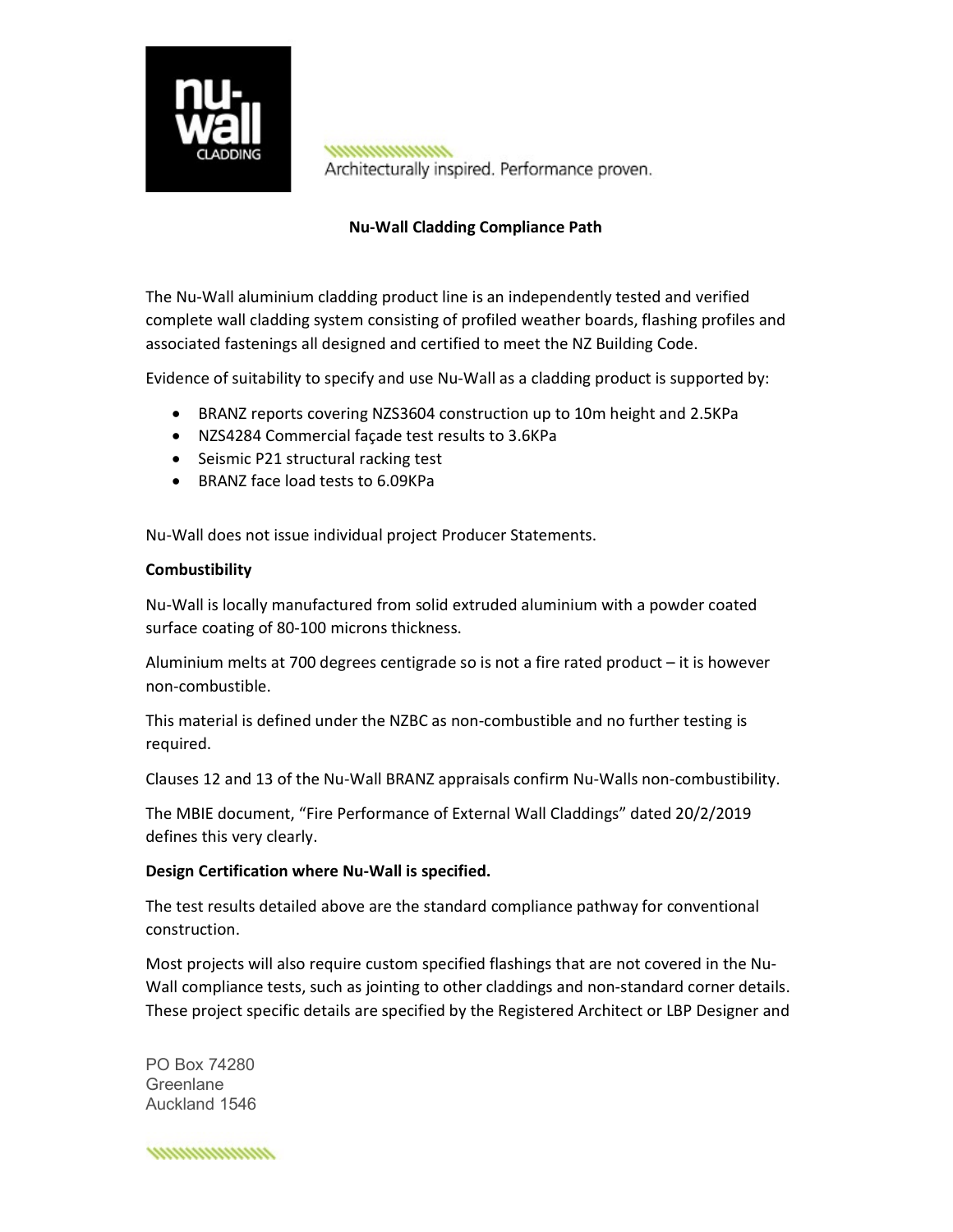Architecturally inspired. Performance proven.

**Nu-Wall Cladding Compliance Path**

The Nu-Wall aluminium cladding product line is an independently tested and verified complete wall cladding system consisting of profiled weather boards, flashing profiles and associated fastenings all designed and certified to meet the NZ Building Code.

Evidence of suitability to specify and use Nu-Wall as a cladding product is supported by:

- BRANZ reports covering NZS3604 construction up to 10m height and 2.5KPa
- NZS4284 Commercial façade test results to 3.6KPa
- Seismic P21 structural racking test
- BRANZ face load tests to 6.09KPa

Nu-Wall does not issue individual project Producer Statements.

**Combustibility**

Nu-Wall is locally manufactured from solid extruded aluminium with a powder coated surface coating of 80-100 microns thickness.

Aluminium melts at 700 degrees centigrade so is not a fire rated product – it is however non-combustible.

This material is defined under the NZBC as non-combustible and no further testing is required.

Clauses 12 and 13 of the Nu-Wall BRANZ appraisals confirm Nu-Walls non-combustibility.

The MBIE document, "Fire Performance of External Wall Claddings" dated 20/2/2019 defines this very clearly.

**Design Certification where Nu-Wall is specified.**

The test results detailed above are the standard compliance pathway for conventional construction.

Most projects will also require custom specified flashings that are not covered in the Nu-Wall compliance tests, such as jointing to other claddings and non-standard corner details. These project specific details are specified by the Registered Architect or LBP Designer and

PO Box 74280
Greenlane
Auckland 1546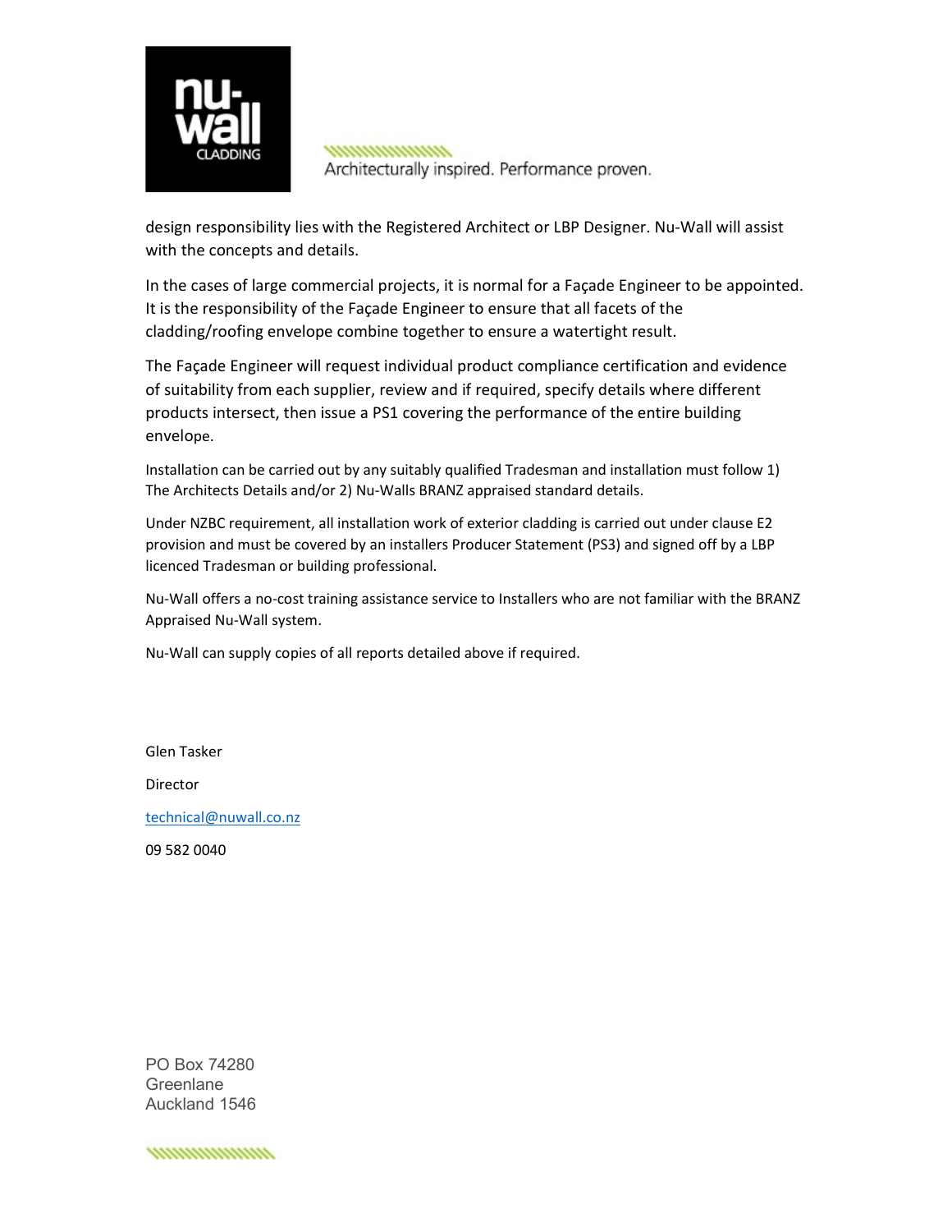design responsibility lies with the Registered Architect or LBP Designer. Nu-Wall will assist with the concepts and details.

In the cases of large commercial projects, it is normal for a Façade Engineer to be appointed. It is the responsibility of the Façade Engineer to ensure that all facets of the cladding/roofing envelope combine together to ensure a watertight result.

The Façade Engineer will request individual product compliance certification and evidence of suitability from each supplier, review and if required, specify details where different products intersect, then issue a PS1 covering the performance of the entire building envelope.

Installation can be carried out by any suitably qualified Tradesman and installation must follow 1) The Architects Details and/or 2) Nu-Walls BRANZ appraised standard details.

Under NZBC requirement, all installation work of exterior cladding is carried out under clause E2 provision and must be covered by an installers Producer Statement (PS3) and signed off by a LBP licenced Tradesman or building professional.

Nu-Wall offers a no-cost training assistance service to Installers who are not familiar with the BRANZ Appraised Nu-Wall system.

Nu-Wall can supply copies of all reports detailed above if required.

Glen Tasker

Director

technical@nuwall.co.nz

09 582 0040

PO Box 74280
Greenlane
Auckland 1546